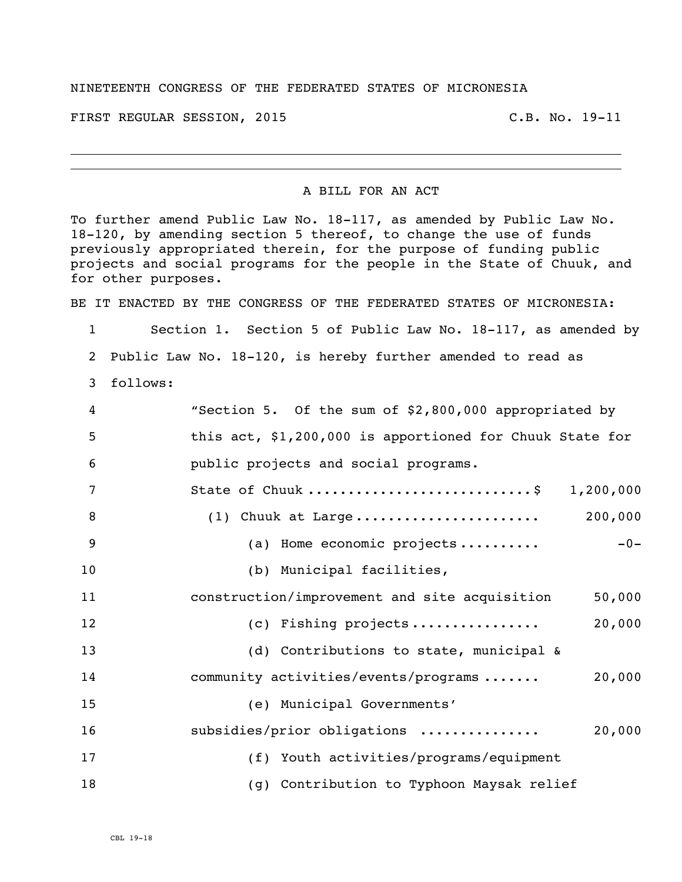NINETEENTH CONGRESS OF THE FEDERATED STATES OF MICRONESIA

FIRST REGULAR SESSION, 2015 C.B. No. 19-11

# A BILL FOR AN ACT

To further amend Public Law No. 18-117, as amended by Public Law No. 18-120, by amending section 5 thereof, to change the use of funds previously appropriated therein, for the purpose of funding public projects and social programs for the people in the State of Chuuk, and for other purposes.

BE IT ENACTED BY THE CONGRESS OF THE FEDERATED STATES OF MICRONESIA:

1 Section 1. Section 5 of Public Law No. 18-117, as amended by
2 Public Law No. 18-120, is hereby further amended to read as
3 follows:

4 "Section 5. Of the sum of $2,800,000 appropriated by
5 this act, $1,200,000 is apportioned for Chuuk State for
6 public projects and social programs.

| | | |
|---|---|---|
| 7 | State of Chuuk ............................$ | 1,200,000 |
| 8 | (1) Chuuk at Large ....................... | 200,000 |
| 9 | (a) Home economic projects .......... | -0- |
| 10 | (b) Municipal facilities, | |
| 11 | construction/improvement and site acquisition | 50,000 |
| 12 | (c) Fishing projects ................ | 20,000 |
| 13 | (d) Contributions to state, municipal & | |
| 14 | community activities/events/programs ....... | 20,000 |
| 15 | (e) Municipal Governments' | |
| 16 | subsidies/prior obligations .............. | 20,000 |
| 17 | (f) Youth activities/programs/equipment | |
| 18 | (g) Contribution to Typhoon Maysak relief | |

CBL 19-18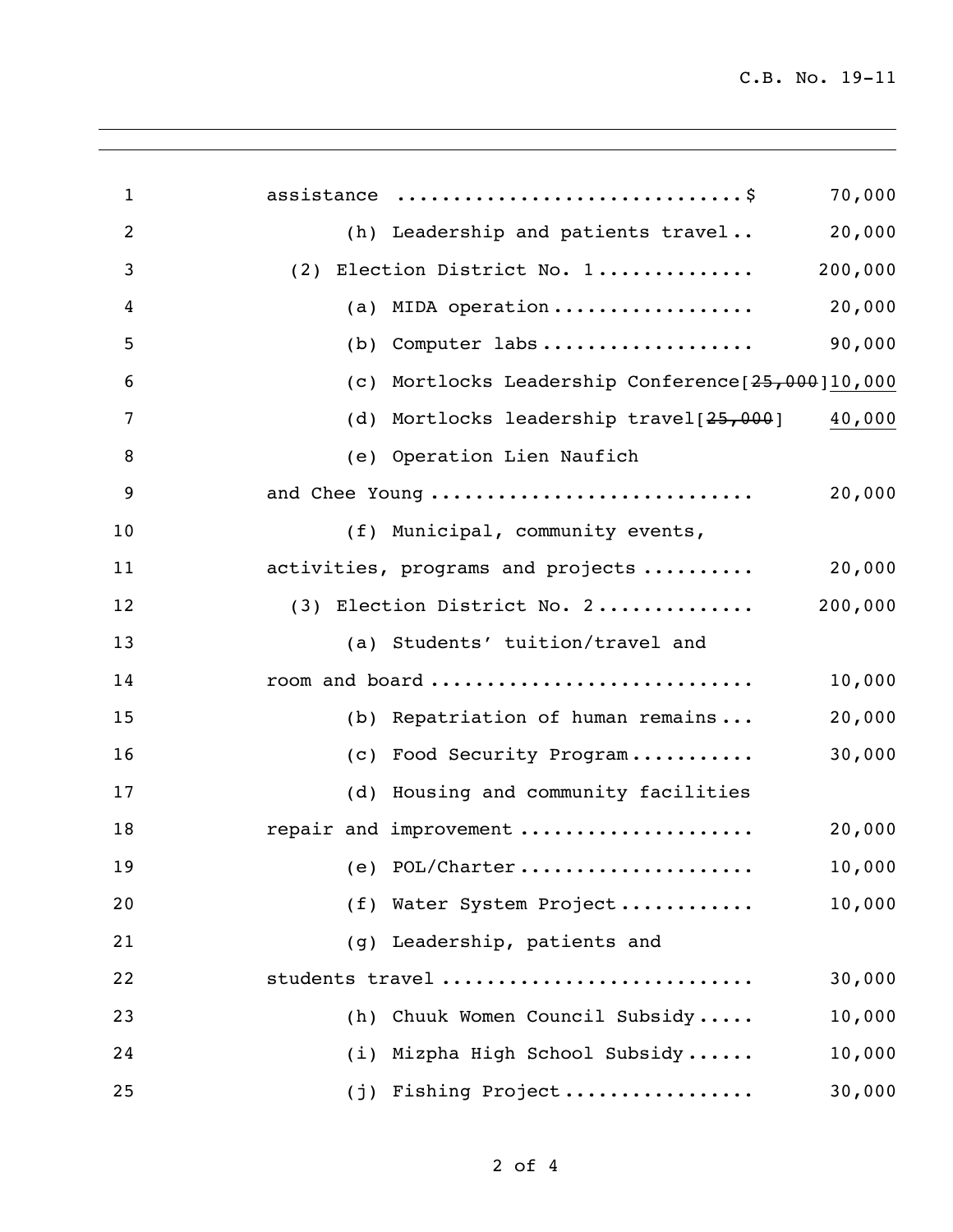| Line | Item | Amount |
|---|---|---|
| 1 | assistance .............................$ | 70,000 |
| 2 | (h) Leadership and patients travel.. | 20,000 |
| 3 | (2) Election District No. 1............. | 200,000 |
| 4 | (a) MIDA operation.................. | 20,000 |
| 5 | (b) Computer labs................... | 90,000 |
| 6 | (c) Mortlocks Leadership Conference[~~25,000~~] | 10,000 |
| 7 | (d) Mortlocks leadership travel[~~25,000~~] | <u>40,000</u> |
| 8 | (e) Operation Lien Naufich | |
| 9 | and Chee Young ............................ | 20,000 |
| 10 | (f) Municipal, community events, | |
| 11 | activities, programs and projects .......... | 20,000 |
| 12 | (3) Election District No. 2............. | 200,000 |
| 13 | (a) Students' tuition/travel and | |
| 14 | room and board ........................... | 10,000 |
| 15 | (b) Repatriation of human remains... | 20,000 |
| 16 | (c) Food Security Program........... | 30,000 |
| 17 | (d) Housing and community facilities | |
| 18 | repair and improvement .................... | 20,000 |
| 19 | (e) POL/Charter.................... | 10,000 |
| 20 | (f) Water System Project............ | 10,000 |
| 21 | (g) Leadership, patients and | |
| 22 | students travel .......................... | 30,000 |
| 23 | (h) Chuuk Women Council Subsidy..... | 10,000 |
| 24 | (i) Mizpha High School Subsidy...... | 10,000 |
| 25 | (j) Fishing Project................ | 30,000 |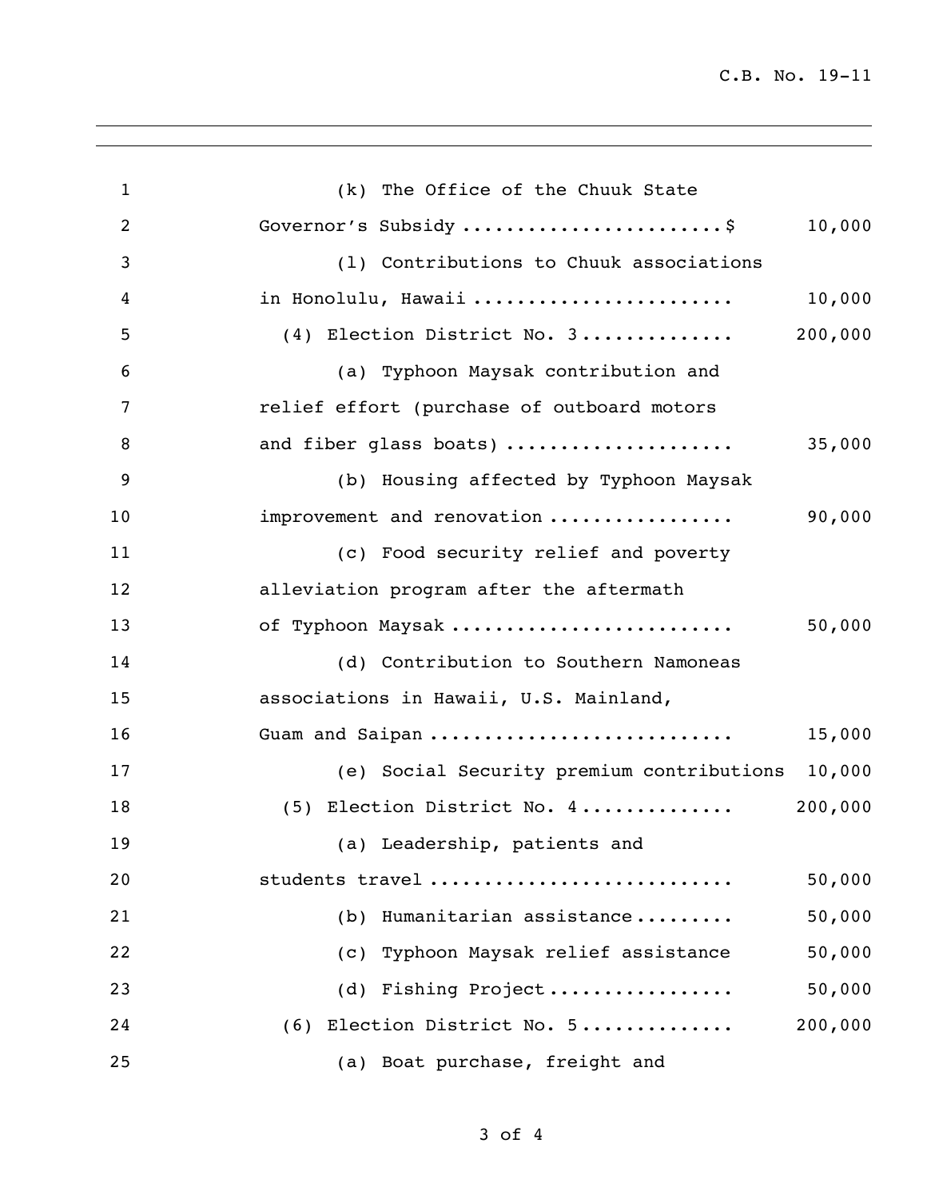(k) The Office of the Chuuk State Governor's Subsidy .......................$ 10,000

(l) Contributions to Chuuk associations in Honolulu, Hawaii ....................... 10,000

(4) Election District No. 3 ............. 200,000

(a) Typhoon Maysak contribution and relief effort (purchase of outboard motors and fiber glass boats) .................... 35,000

(b) Housing affected by Typhoon Maysak improvement and renovation ................ 90,000

(c) Food security relief and poverty alleviation program after the aftermath of Typhoon Maysak ......................... 50,000

(d) Contribution to Southern Namoneas associations in Hawaii, U.S. Mainland, Guam and Saipan .......................... 15,000

(e) Social Security premium contributions 10,000

(5) Election District No. 4 ............. 200,000

(a) Leadership, patients and students travel .......................... 50,000

(b) Humanitarian assistance ......... 50,000

(c) Typhoon Maysak relief assistance 50,000

(d) Fishing Project ................ 50,000

(6) Election District No. 5 ............. 200,000

(a) Boat purchase, freight and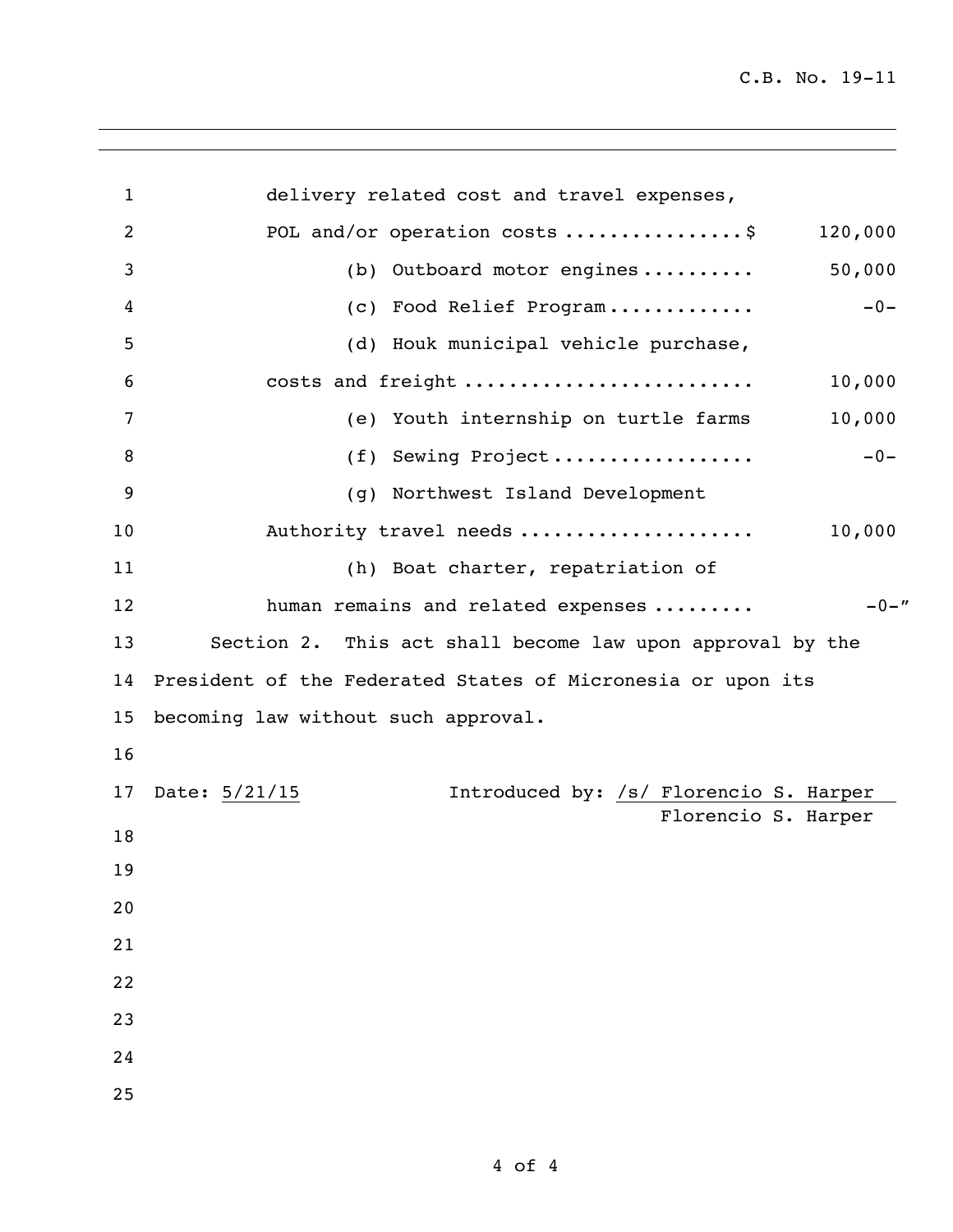delivery related cost and travel expenses,

POL and/or operation costs ................$ 120,000

(b) Outboard motor engines.......... 50,000

(c) Food Relief Program............. -0-

(d) Houk municipal vehicle purchase,

costs and freight ......................... 10,000

(e) Youth internship on turtle farms 10,000

(f) Sewing Project.................. -0-

(g) Northwest Island Development

Authority travel needs .................... 10,000

(h) Boat charter, repatriation of

human remains and related expenses ......... -0-"

Section 2. This act shall become law upon approval by the President of the Federated States of Micronesia or upon its becoming law without such approval.

Date: 5/21/15 Introduced by: /s/ Florencio S. Harper
Florencio S. Harper